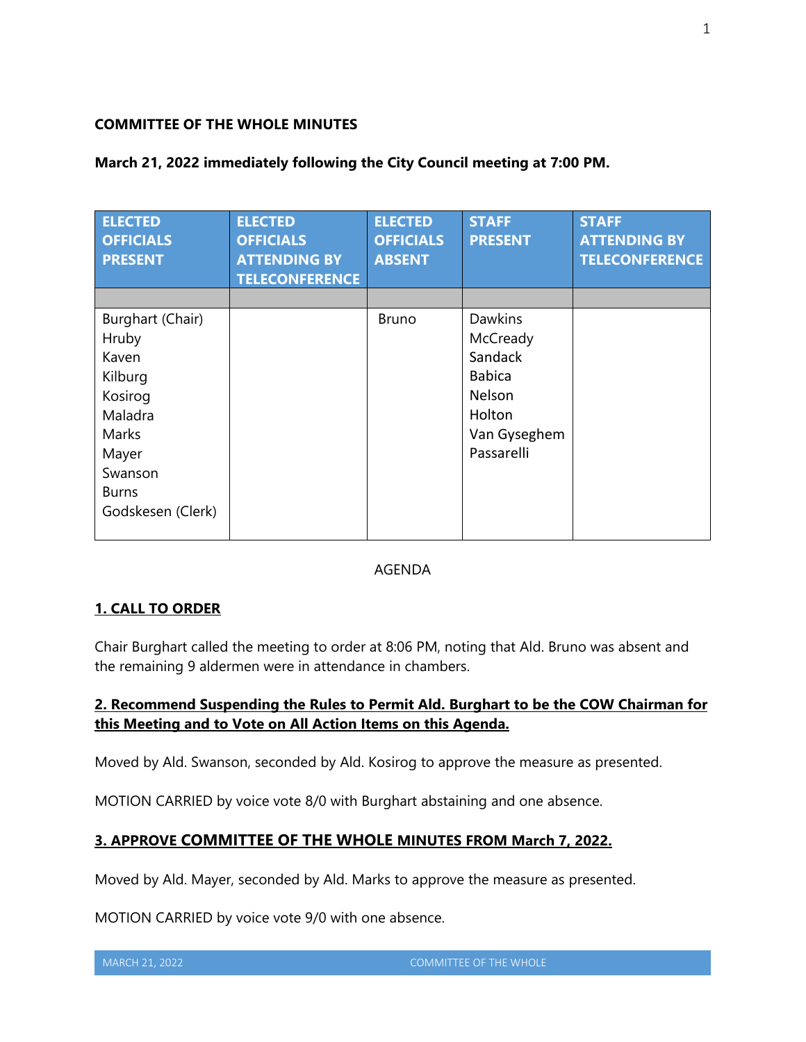**COMMITTEE OF THE WHOLE MINUTES**

**March 21, 2022 immediately following the City Council meeting at 7:00 PM.**

| ELECTED OFFICIALS PRESENT | ELECTED OFFICIALS ATTENDING BY TELECONFERENCE | ELECTED OFFICIALS ABSENT | STAFF PRESENT | STAFF ATTENDING BY TELECONFERENCE |
|---|---|---|---|---|
| | | | | |
| Burghart (Chair)<br>Hruby<br>Kaven<br>Kilburg<br>Kosirog<br>Maladra<br>Marks<br>Mayer<br>Swanson<br>Burns<br>Godskesen (Clerk) | | Bruno | Dawkins<br>McCready<br>Sandack<br>Babica<br>Nelson<br>Holton<br>Van Gyseghem<br>Passarelli | |

AGENDA

**1. CALL TO ORDER**

Chair Burghart called the meeting to order at 8:06 PM, noting that Ald. Bruno was absent and the remaining 9 aldermen were in attendance in chambers.

**2. Recommend Suspending the Rules to Permit Ald. Burghart to be the COW Chairman for this Meeting and to Vote on All Action Items on this Agenda.**

Moved by Ald. Swanson, seconded by Ald. Kosirog to approve the measure as presented.

MOTION CARRIED by voice vote 8/0 with Burghart abstaining and one absence.

**3. APPROVE COMMITTEE OF THE WHOLE MINUTES FROM March 7, 2022.**

Moved by Ald. Mayer, seconded by Ald. Marks to approve the measure as presented.

MOTION CARRIED by voice vote 9/0 with one absence.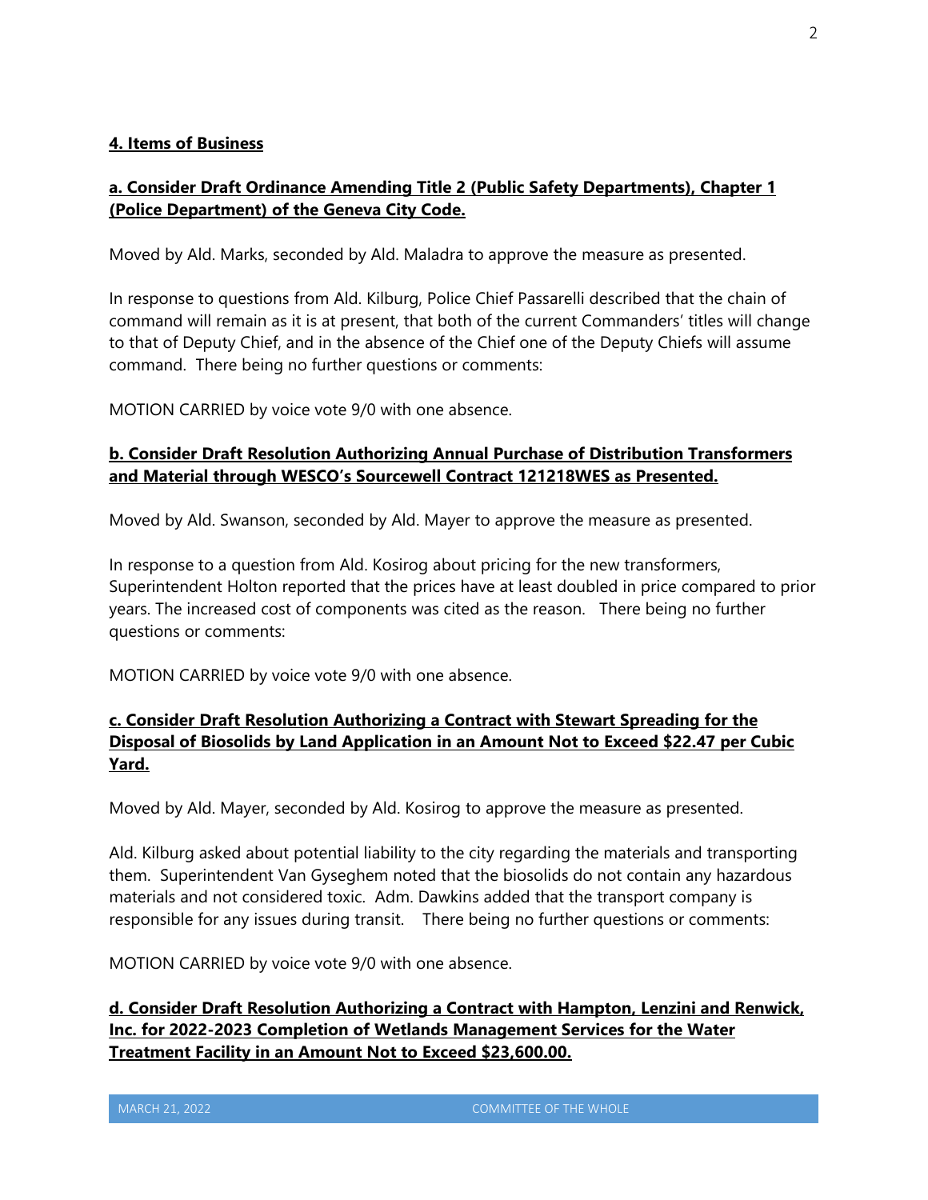**4. Items of Business**

**a. Consider Draft Ordinance Amending Title 2 (Public Safety Departments), Chapter 1 (Police Department) of the Geneva City Code.**

Moved by Ald. Marks, seconded by Ald. Maladra to approve the measure as presented.

In response to questions from Ald. Kilburg, Police Chief Passarelli described that the chain of command will remain as it is at present, that both of the current Commanders' titles will change to that of Deputy Chief, and in the absence of the Chief one of the Deputy Chiefs will assume command. There being no further questions or comments:

MOTION CARRIED by voice vote 9/0 with one absence.

**b. Consider Draft Resolution Authorizing Annual Purchase of Distribution Transformers and Material through WESCO's Sourcewell Contract 121218WES as Presented.**

Moved by Ald. Swanson, seconded by Ald. Mayer to approve the measure as presented.

In response to a question from Ald. Kosirog about pricing for the new transformers, Superintendent Holton reported that the prices have at least doubled in price compared to prior years. The increased cost of components was cited as the reason. There being no further questions or comments:

MOTION CARRIED by voice vote 9/0 with one absence.

**c. Consider Draft Resolution Authorizing a Contract with Stewart Spreading for the Disposal of Biosolids by Land Application in an Amount Not to Exceed $22.47 per Cubic Yard.**

Moved by Ald. Mayer, seconded by Ald. Kosirog to approve the measure as presented.

Ald. Kilburg asked about potential liability to the city regarding the materials and transporting them. Superintendent Van Gyseghem noted that the biosolids do not contain any hazardous materials and not considered toxic. Adm. Dawkins added that the transport company is responsible for any issues during transit. There being no further questions or comments:

MOTION CARRIED by voice vote 9/0 with one absence.

**d. Consider Draft Resolution Authorizing a Contract with Hampton, Lenzini and Renwick, Inc. for 2022-2023 Completion of Wetlands Management Services for the Water Treatment Facility in an Amount Not to Exceed $23,600.00.**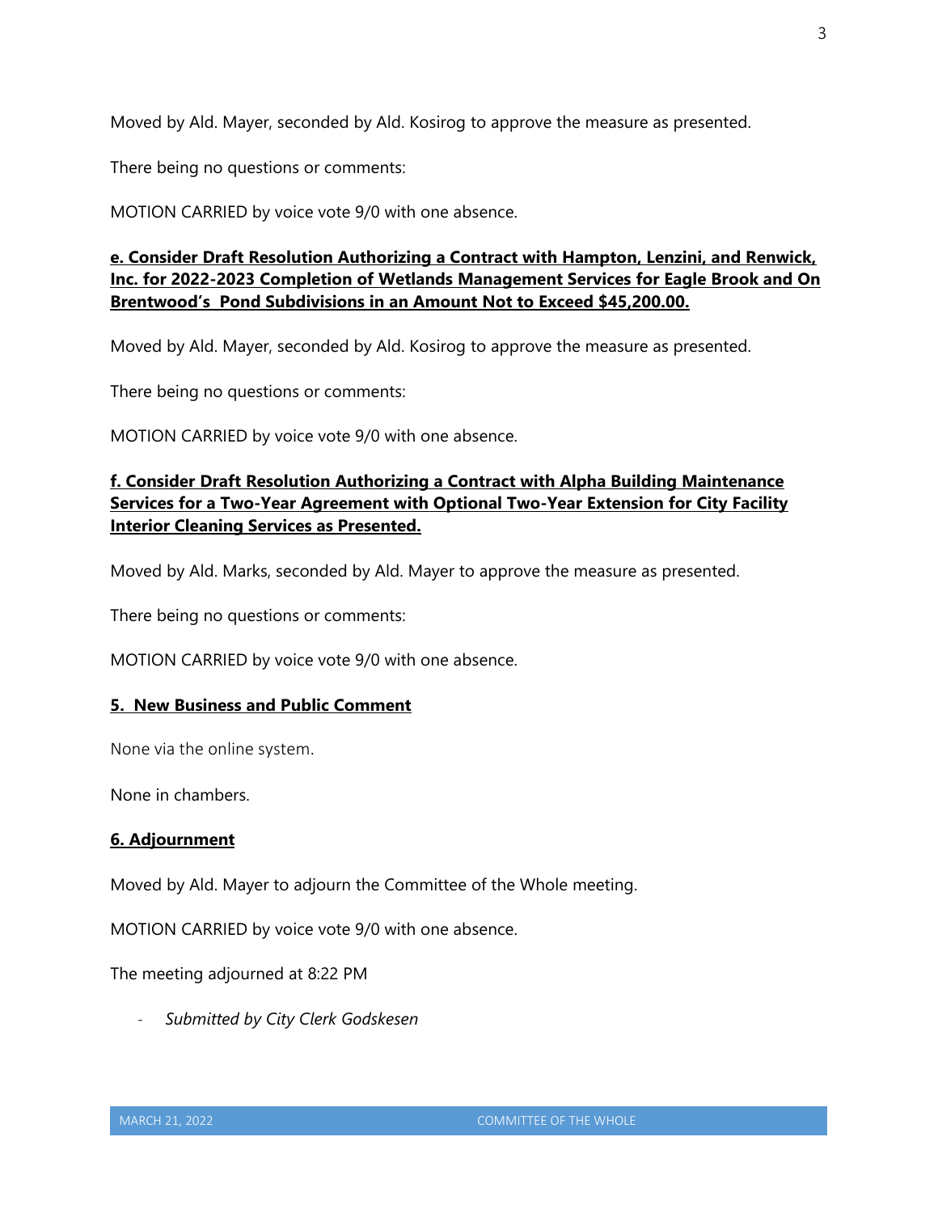Moved by Ald. Mayer, seconded by Ald. Kosirog to approve the measure as presented.

There being no questions or comments:

MOTION CARRIED by voice vote 9/0 with one absence.

**e. Consider Draft Resolution Authorizing a Contract with Hampton, Lenzini, and Renwick, Inc. for 2022-2023 Completion of Wetlands Management Services for Eagle Brook and On Brentwood's Pond Subdivisions in an Amount Not to Exceed $45,200.00.**

Moved by Ald. Mayer, seconded by Ald. Kosirog to approve the measure as presented.

There being no questions or comments:

MOTION CARRIED by voice vote 9/0 with one absence.

**f. Consider Draft Resolution Authorizing a Contract with Alpha Building Maintenance Services for a Two-Year Agreement with Optional Two-Year Extension for City Facility Interior Cleaning Services as Presented.**

Moved by Ald. Marks, seconded by Ald. Mayer to approve the measure as presented.

There being no questions or comments:

MOTION CARRIED by voice vote 9/0 with one absence.

**5. New Business and Public Comment**

None via the online system.

None in chambers.

**6. Adjournment**

Moved by Ald. Mayer to adjourn the Committee of the Whole meeting.

MOTION CARRIED by voice vote 9/0 with one absence.

The meeting adjourned at 8:22 PM

- *Submitted by City Clerk Godskesen*